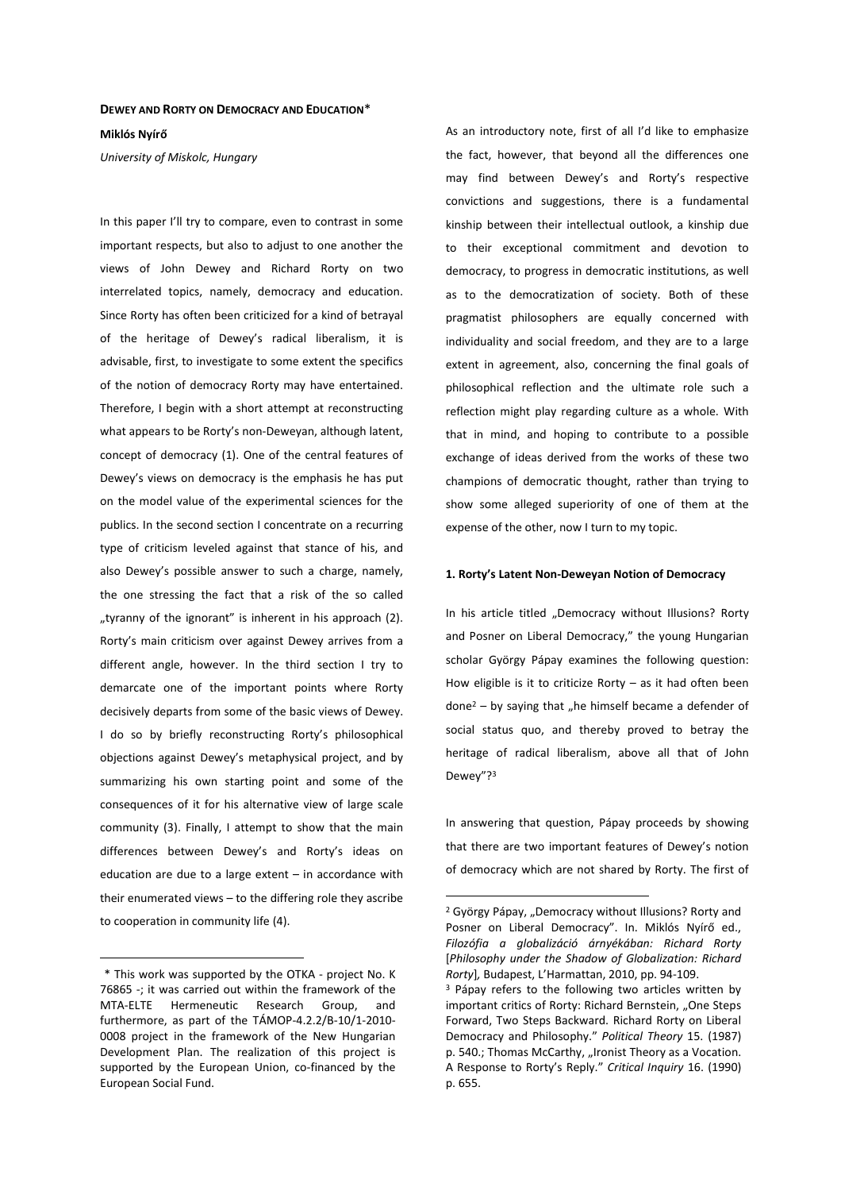**DEWEY AND RORTY ON DEMOCRACY AND EDUCATION***

**Miklós Nyírő**

*University of Miskolc, Hungary*

In this paper I'll try to compare, even to contrast in some important respects, but also to adjust to one another the views of John Dewey and Richard Rorty on two interrelated topics, namely, democracy and education. Since Rorty has often been criticized for a kind of betrayal of the heritage of Dewey's radical liberalism, it is advisable, first, to investigate to some extent the specifics of the notion of democracy Rorty may have entertained. Therefore, I begin with a short attempt at reconstructing what appears to be Rorty's non-Deweyan, although latent, concept of democracy (1). One of the central features of Dewey's views on democracy is the emphasis he has put on the model value of the experimental sciences for the publics. In the second section I concentrate on a recurring type of criticism leveled against that stance of his, and also Dewey's possible answer to such a charge, namely, the one stressing the fact that a risk of the so called „tyranny of the ignorant" is inherent in his approach (2). Rorty's main criticism over against Dewey arrives from a different angle, however. In the third section I try to demarcate one of the important points where Rorty decisively departs from some of the basic views of Dewey. I do so by briefly reconstructing Rorty's philosophical objections against Dewey's metaphysical project, and by summarizing his own starting point and some of the consequences of it for his alternative view of large scale community (3). Finally, I attempt to show that the main differences between Dewey's and Rorty's ideas on education are due to a large extent – in accordance with their enumerated views – to the differing role they ascribe to cooperation in community life (4).

As an introductory note, first of all I'd like to emphasize the fact, however, that beyond all the differences one may find between Dewey's and Rorty's respective convictions and suggestions, there is a fundamental kinship between their intellectual outlook, a kinship due to their exceptional commitment and devotion to democracy, to progress in democratic institutions, as well as to the democratization of society. Both of these pragmatist philosophers are equally concerned with individuality and social freedom, and they are to a large extent in agreement, also, concerning the final goals of philosophical reflection and the ultimate role such a reflection might play regarding culture as a whole. With that in mind, and hoping to contribute to a possible exchange of ideas derived from the works of these two champions of democratic thought, rather than trying to show some alleged superiority of one of them at the expense of the other, now I turn to my topic.

**1. Rorty's Latent Non-Deweyan Notion of Democracy**

In his article titled „Democracy without Illusions? Rorty and Posner on Liberal Democracy," the young Hungarian scholar György Pápay examines the following question: How eligible is it to criticize Rorty – as it had often been done[2] – by saying that „he himself became a defender of social status quo, and thereby proved to betray the heritage of radical liberalism, above all that of John Dewey"?[3]

In answering that question, Pápay proceeds by showing that there are two important features of Dewey's notion of democracy which are not shared by Rorty. The first of

---

* This work was supported by the OTKA - project No. K 76865 -; it was carried out within the framework of the MTA-ELTE Hermeneutic Research Group, and furthermore, as part of the TÁMOP-4.2.2/B-10/1-2010-0008 project in the framework of the New Hungarian Development Plan. The realization of this project is supported by the European Union, co-financed by the European Social Fund.

[2] György Pápay, „Democracy without Illusions? Rorty and Posner on Liberal Democracy". In. Miklós Nyírő ed., *Filozófia a globalizáció árnyékában: Richard Rorty* [*Philosophy under the Shadow of Globalization: Richard Rorty*], Budapest, L'Harmattan, 2010, pp. 94-109.

[3] Pápay refers to the following two articles written by important critics of Rorty: Richard Bernstein, „One Steps Forward, Two Steps Backward. Richard Rorty on Liberal Democracy and Philosophy." *Political Theory* 15. (1987) p. 540.; Thomas McCarthy, „Ironist Theory as a Vocation. A Response to Rorty's Reply." *Critical Inquiry* 16. (1990) p. 655.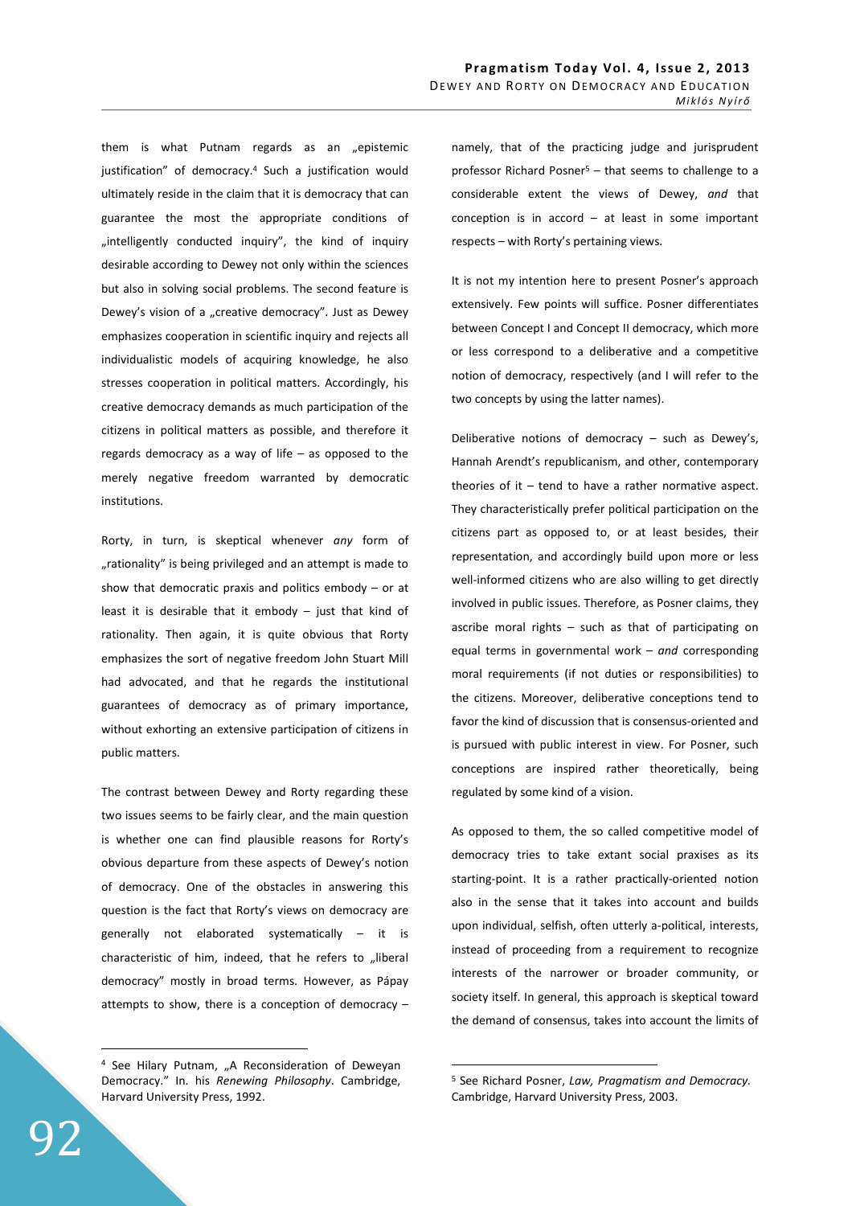them is what Putnam regards as an „epistemic justification" of democracy.[4] Such a justification would ultimately reside in the claim that it is democracy that can guarantee the most the appropriate conditions of „intelligently conducted inquiry", the kind of inquiry desirable according to Dewey not only within the sciences but also in solving social problems. The second feature is Dewey's vision of a „creative democracy". Just as Dewey emphasizes cooperation in scientific inquiry and rejects all individualistic models of acquiring knowledge, he also stresses cooperation in political matters. Accordingly, his creative democracy demands as much participation of the citizens in political matters as possible, and therefore it regards democracy as a way of life – as opposed to the merely negative freedom warranted by democratic institutions.

Rorty, in turn, is skeptical whenever *any* form of „rationality" is being privileged and an attempt is made to show that democratic praxis and politics embody – or at least it is desirable that it embody – just that kind of rationality. Then again, it is quite obvious that Rorty emphasizes the sort of negative freedom John Stuart Mill had advocated, and that he regards the institutional guarantees of democracy as of primary importance, without exhorting an extensive participation of citizens in public matters.

The contrast between Dewey and Rorty regarding these two issues seems to be fairly clear, and the main question is whether one can find plausible reasons for Rorty's obvious departure from these aspects of Dewey's notion of democracy. One of the obstacles in answering this question is the fact that Rorty's views on democracy are generally not elaborated systematically – it is characteristic of him, indeed, that he refers to „liberal democracy" mostly in broad terms. However, as Pápay attempts to show, there is a conception of democracy – namely, that of the practicing judge and jurisprudent professor Richard Posner[5] – that seems to challenge to a considerable extent the views of Dewey, *and* that conception is in accord – at least in some important respects – with Rorty's pertaining views.

It is not my intention here to present Posner's approach extensively. Few points will suffice. Posner differentiates between Concept I and Concept II democracy, which more or less correspond to a deliberative and a competitive notion of democracy, respectively (and I will refer to the two concepts by using the latter names).

Deliberative notions of democracy – such as Dewey's, Hannah Arendt's republicanism, and other, contemporary theories of it – tend to have a rather normative aspect. They characteristically prefer political participation on the citizens part as opposed to, or at least besides, their representation, and accordingly build upon more or less well-informed citizens who are also willing to get directly involved in public issues. Therefore, as Posner claims, they ascribe moral rights – such as that of participating on equal terms in governmental work – *and* corresponding moral requirements (if not duties or responsibilities) to the citizens. Moreover, deliberative conceptions tend to favor the kind of discussion that is consensus-oriented and is pursued with public interest in view. For Posner, such conceptions are inspired rather theoretically, being regulated by some kind of a vision.

As opposed to them, the so called competitive model of democracy tries to take extant social praxises as its starting-point. It is a rather practically-oriented notion also in the sense that it takes into account and builds upon individual, selfish, often utterly a-political, interests, instead of proceeding from a requirement to recognize interests of the narrower or broader community, or society itself. In general, this approach is skeptical toward the demand of consensus, takes into account the limits of

---

[4] See Hilary Putnam, „A Reconsideration of Deweyan Democracy." In. his *Renewing Philosophy*. Cambridge, Harvard University Press, 1992.

[5] See Richard Posner, *Law, Pragmatism and Democracy*. Cambridge, Harvard University Press, 2003.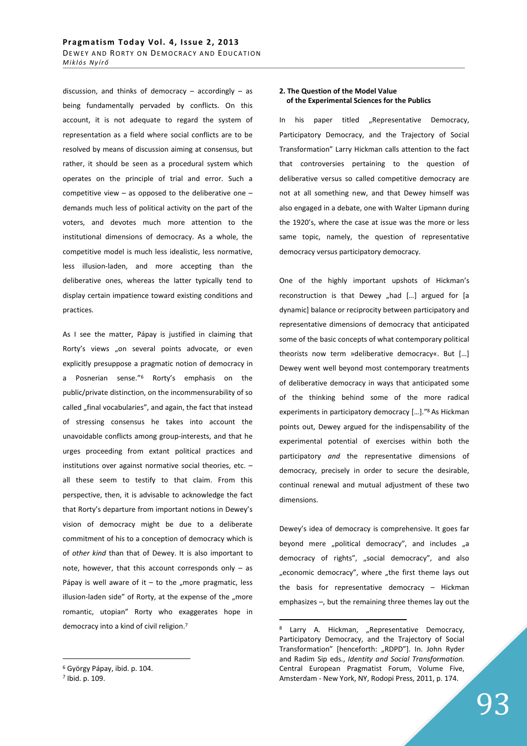discussion, and thinks of democracy – accordingly – as being fundamentally pervaded by conflicts. On this account, it is not adequate to regard the system of representation as a field where social conflicts are to be resolved by means of discussion aiming at consensus, but rather, it should be seen as a procedural system which operates on the principle of trial and error. Such a competitive view – as opposed to the deliberative one – demands much less of political activity on the part of the voters, and devotes much more attention to the institutional dimensions of democracy. As a whole, the competitive model is much less idealistic, less normative, less illusion-laden, and more accepting than the deliberative ones, whereas the latter typically tend to display certain impatience toward existing conditions and practices.

As I see the matter, Pápay is justified in claiming that Rorty's views „on several points advocate, or even explicitly presuppose a pragmatic notion of democracy in a Posnerian sense."[6] Rorty's emphasis on the public/private distinction, on the incommensurability of so called „final vocabularies", and again, the fact that instead of stressing consensus he takes into account the unavoidable conflicts among group-interests, and that he urges proceeding from extant political practices and institutions over against normative social theories, etc. – all these seem to testify to that claim. From this perspective, then, it is advisable to acknowledge the fact that Rorty's departure from important notions in Dewey's vision of democracy might be due to a deliberate commitment of his to a conception of democracy which is of *other kind* than that of Dewey. It is also important to note, however, that this account corresponds only – as Pápay is well aware of it – to the „more pragmatic, less illusion-laden side" of Rorty, at the expense of the „more romantic, utopian" Rorty who exaggerates hope in democracy into a kind of civil religion.[7]

## 2. The Question of the Model Value of the Experimental Sciences for the Publics

In his paper titled „Representative Democracy, Participatory Democracy, and the Trajectory of Social Transformation" Larry Hickman calls attention to the fact that controversies pertaining to the question of deliberative versus so called competitive democracy are not at all something new, and that Dewey himself was also engaged in a debate, one with Walter Lipmann during the 1920's, where the case at issue was the more or less same topic, namely, the question of representative democracy versus participatory democracy.

One of the highly important upshots of Hickman's reconstruction is that Dewey „had […] argued for [a dynamic] balance or reciprocity between participatory and representative dimensions of democracy that anticipated some of the basic concepts of what contemporary political theorists now term »deliberative democracy«. But […] Dewey went well beyond most contemporary treatments of deliberative democracy in ways that anticipated some of the thinking behind some of the more radical experiments in participatory democracy […]."[8] As Hickman points out, Dewey argued for the indispensability of the experimental potential of exercises within both the participatory *and* the representative dimensions of democracy, precisely in order to secure the desirable, continual renewal and mutual adjustment of these two dimensions.

Dewey's idea of democracy is comprehensive. It goes far beyond mere „political democracy", and includes „a democracy of rights", „social democracy", and also „economic democracy", where „the first theme lays out the basis for representative democracy – Hickman emphasizes –, but the remaining three themes lay out the

---

[6] György Pápay, ibid. p. 104.

[7] Ibid. p. 109.

[8] Larry A. Hickman, „Representative Democracy, Participatory Democracy, and the Trajectory of Social Transformation" [henceforth: „RDPD"]. In. John Ryder and Radim Sip eds., *Identity and Social Transformation.* Central European Pragmatist Forum, Volume Five, Amsterdam - New York, NY, Rodopi Press, 2011, p. 174.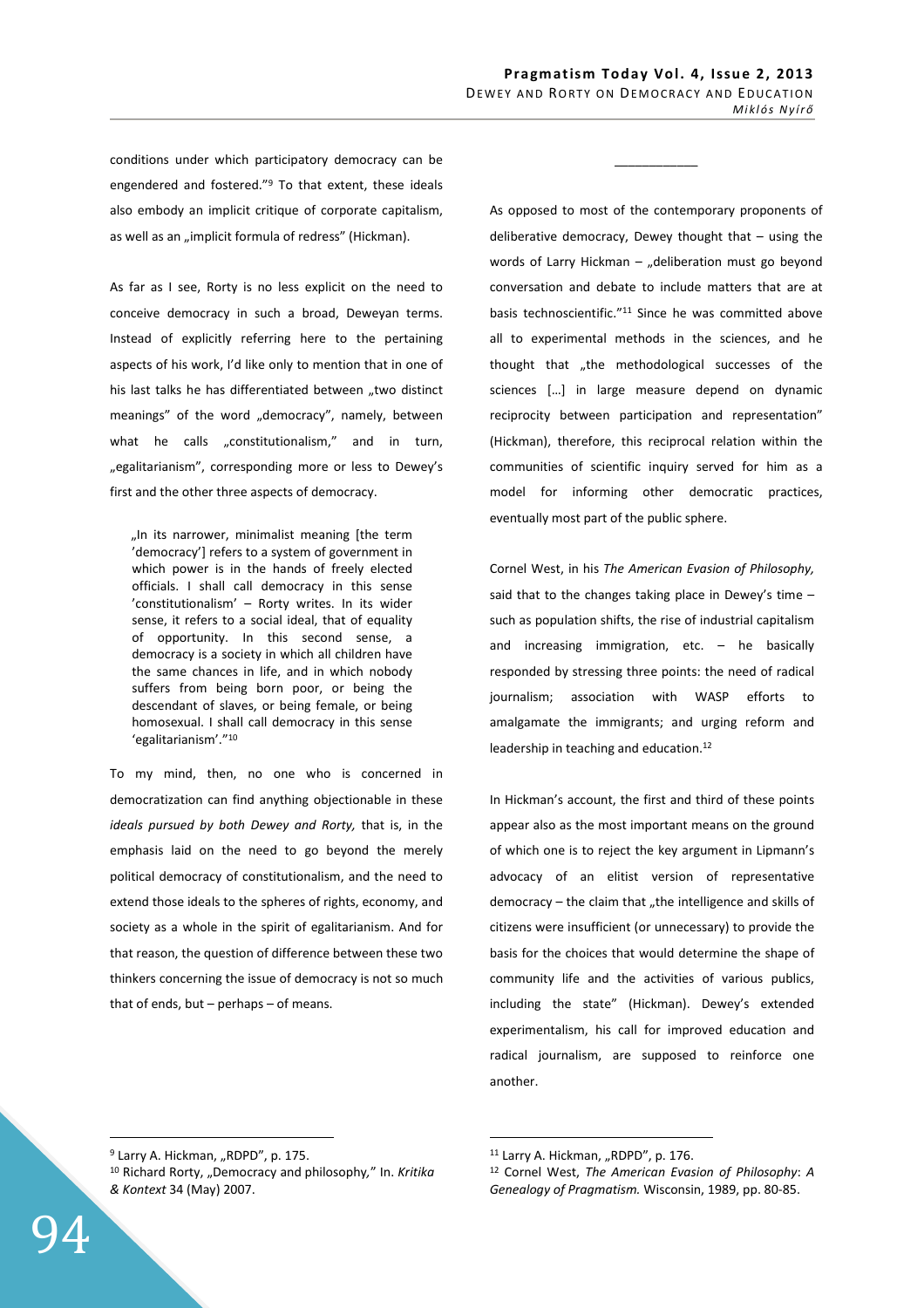conditions under which participatory democracy can be engendered and fostered."[9] To that extent, these ideals also embody an implicit critique of corporate capitalism, as well as an „implicit formula of redress" (Hickman).

As far as I see, Rorty is no less explicit on the need to conceive democracy in such a broad, Deweyan terms. Instead of explicitly referring here to the pertaining aspects of his work, I'd like only to mention that in one of his last talks he has differentiated between „two distinct meanings" of the word „democracy", namely, between what he calls „constitutionalism," and in turn, „egalitarianism", corresponding more or less to Dewey's first and the other three aspects of democracy.

> „In its narrower, minimalist meaning [the term 'democracy'] refers to a system of government in which power is in the hands of freely elected officials. I shall call democracy in this sense 'constitutionalism' – Rorty writes. In its wider sense, it refers to a social ideal, that of equality of opportunity. In this second sense, a democracy is a society in which all children have the same chances in life, and in which nobody suffers from being born poor, or being the descendant of slaves, or being female, or being homosexual. I shall call democracy in this sense 'egalitarianism'."[10]

To my mind, then, no one who is concerned in democratization can find anything objectionable in these *ideals pursued by both Dewey and Rorty,* that is, in the emphasis laid on the need to go beyond the merely political democracy of constitutionalism, and the need to extend those ideals to the spheres of rights, economy, and society as a whole in the spirit of egalitarianism. And for that reason, the question of difference between these two thinkers concerning the issue of democracy is not so much that of ends, but – perhaps – of means.

___________

As opposed to most of the contemporary proponents of deliberative democracy, Dewey thought that – using the words of Larry Hickman – „deliberation must go beyond conversation and debate to include matters that are at basis technoscientific."[11] Since he was committed above all to experimental methods in the sciences, and he thought that „the methodological successes of the sciences […] in large measure depend on dynamic reciprocity between participation and representation" (Hickman), therefore, this reciprocal relation within the communities of scientific inquiry served for him as a model for informing other democratic practices, eventually most part of the public sphere.

Cornel West, in his *The American Evasion of Philosophy,* said that to the changes taking place in Dewey's time – such as population shifts, the rise of industrial capitalism and increasing immigration, etc. – he basically responded by stressing three points: the need of radical journalism; association with WASP efforts to amalgamate the immigrants; and urging reform and leadership in teaching and education.[12]

In Hickman's account, the first and third of these points appear also as the most important means on the ground of which one is to reject the key argument in Lipmann's advocacy of an elitist version of representative democracy – the claim that „the intelligence and skills of citizens were insufficient (or unnecessary) to provide the basis for the choices that would determine the shape of community life and the activities of various publics, including the state" (Hickman). Dewey's extended experimentalism, his call for improved education and radical journalism, are supposed to reinforce one another.

---

[9] Larry A. Hickman, „RDPD", p. 175.

[10] Richard Rorty, „Democracy and philosophy," In. *Kritika & Kontext* 34 (May) 2007.

[11] Larry A. Hickman, „RDPD", p. 176.

[12] Cornel West, *The American Evasion of Philosophy*: *A Genealogy of Pragmatism.* Wisconsin, 1989, pp. 80-85.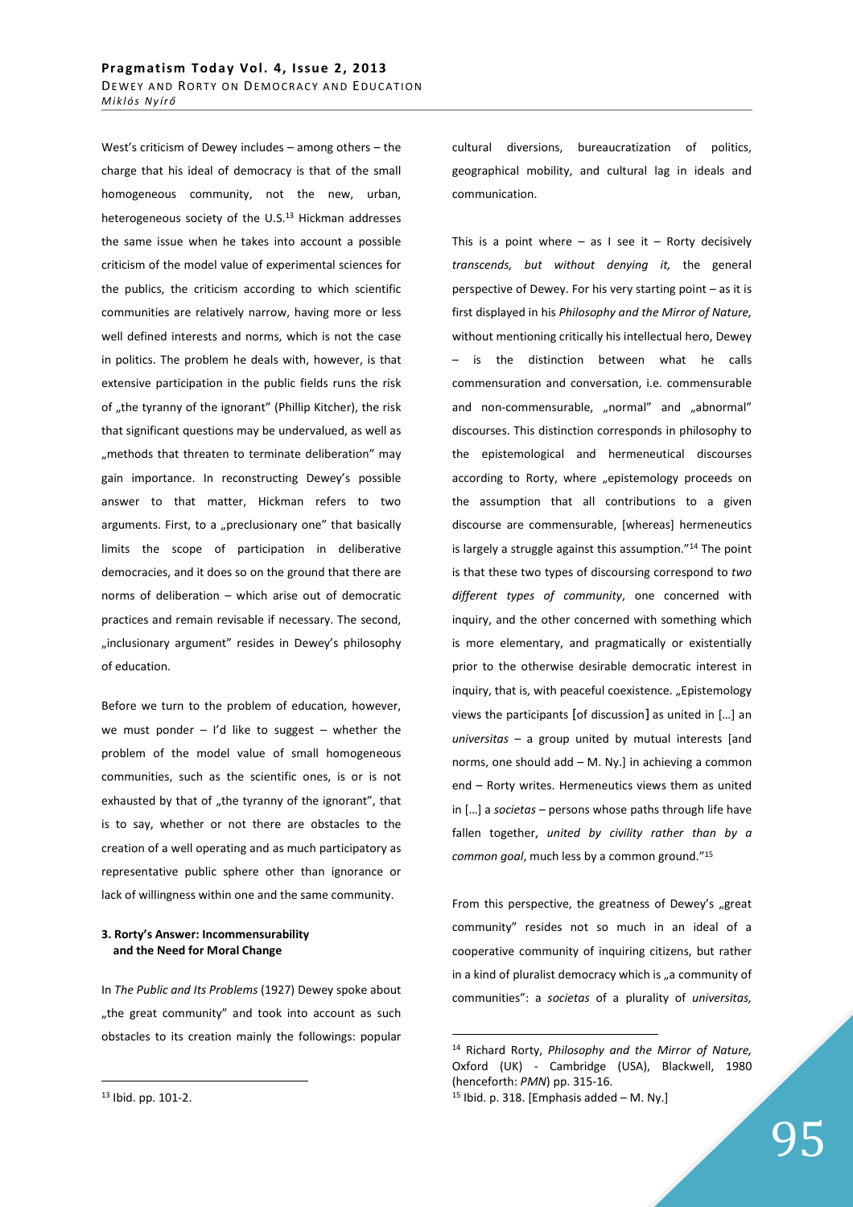West's criticism of Dewey includes – among others – the charge that his ideal of democracy is that of the small homogeneous community, not the new, urban, heterogeneous society of the U.S.[13] Hickman addresses the same issue when he takes into account a possible criticism of the model value of experimental sciences for the publics, the criticism according to which scientific communities are relatively narrow, having more or less well defined interests and norms, which is not the case in politics. The problem he deals with, however, is that extensive participation in the public fields runs the risk of „the tyranny of the ignorant" (Phillip Kitcher), the risk that significant questions may be undervalued, as well as „methods that threaten to terminate deliberation" may gain importance. In reconstructing Dewey's possible answer to that matter, Hickman refers to two arguments. First, to a „preclusionary one" that basically limits the scope of participation in deliberative democracies, and it does so on the ground that there are norms of deliberation – which arise out of democratic practices and remain revisable if necessary. The second, „inclusionary argument" resides in Dewey's philosophy of education.

Before we turn to the problem of education, however, we must ponder – I'd like to suggest – whether the problem of the model value of small homogeneous communities, such as the scientific ones, is or is not exhausted by that of „the tyranny of the ignorant", that is to say, whether or not there are obstacles to the creation of a well operating and as much participatory as representative public sphere other than ignorance or lack of willingness within one and the same community.

### 3. Rorty's Answer: Incommensurability and the Need for Moral Change

In *The Public and Its Problems* (1927) Dewey spoke about „the great community" and took into account as such obstacles to its creation mainly the followings: popular cultural diversions, bureaucratization of politics, geographical mobility, and cultural lag in ideals and communication.

This is a point where – as I see it – Rorty decisively *transcends, but without denying it,* the general perspective of Dewey. For his very starting point – as it is first displayed in his *Philosophy and the Mirror of Nature,* without mentioning critically his intellectual hero, Dewey – is the distinction between what he calls commensuration and conversation, i.e. commensurable and non-commensurable, „normal" and „abnormal" discourses. This distinction corresponds in philosophy to the epistemological and hermeneutical discourses according to Rorty, where „epistemology proceeds on the assumption that all contributions to a given discourse are commensurable, [whereas] hermeneutics is largely a struggle against this assumption."[14] The point is that these two types of discoursing correspond to *two different types of community*, one concerned with inquiry, and the other concerned with something which is more elementary, and pragmatically or existentially prior to the otherwise desirable democratic interest in inquiry, that is, with peaceful coexistence. „Epistemology views the participants [of discussion] as united in […] an *universitas* – a group united by mutual interests [and norms, one should add – M. Ny.] in achieving a common end – Rorty writes. Hermeneutics views them as united in […] a *societas* – persons whose paths through life have fallen together, *united by civility rather than by a common goal*, much less by a common ground."[15]

From this perspective, the greatness of Dewey's „great community" resides not so much in an ideal of a cooperative community of inquiring citizens, but rather in a kind of pluralist democracy which is „a community of communities": a *societas* of a plurality of *universitas,*

---

[13] Ibid. pp. 101-2.

[14] Richard Rorty, *Philosophy and the Mirror of Nature,* Oxford (UK) - Cambridge (USA), Blackwell, 1980 (henceforth: *PMN*) pp. 315-16.

[15] Ibid. p. 318. [Emphasis added – M. Ny.]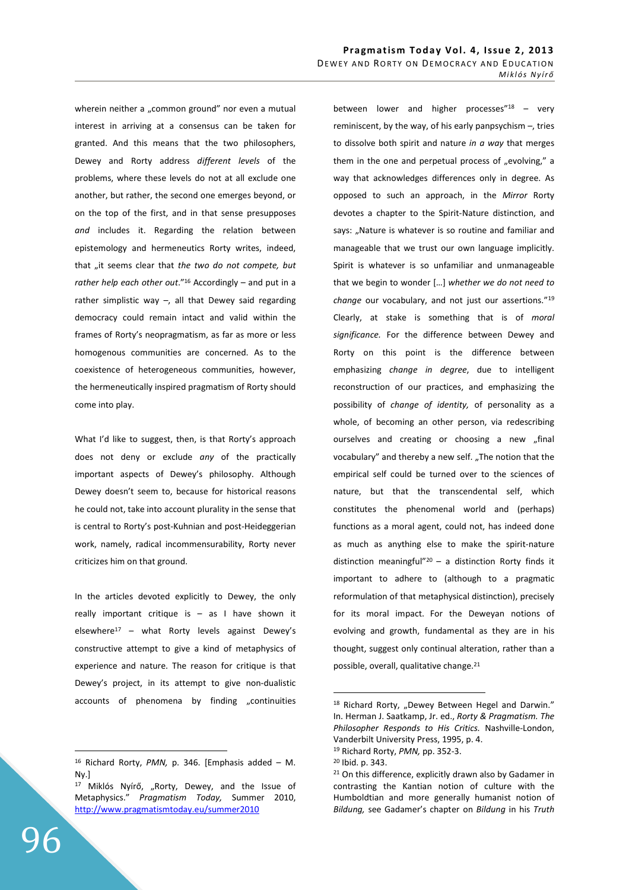wherein neither a „common ground" nor even a mutual interest in arriving at a consensus can be taken for granted. And this means that the two philosophers, Dewey and Rorty address *different levels* of the problems, where these levels do not at all exclude one another, but rather, the second one emerges beyond, or on the top of the first, and in that sense presupposes *and* includes it. Regarding the relation between epistemology and hermeneutics Rorty writes, indeed, that „it seems clear that *the two do not compete, but rather help each other out*."[16] Accordingly – and put in a rather simplistic way –, all that Dewey said regarding democracy could remain intact and valid within the frames of Rorty's neopragmatism, as far as more or less homogenous communities are concerned. As to the coexistence of heterogeneous communities, however, the hermeneutically inspired pragmatism of Rorty should come into play.

What I'd like to suggest, then, is that Rorty's approach does not deny or exclude *any* of the practically important aspects of Dewey's philosophy. Although Dewey doesn't seem to, because for historical reasons he could not, take into account plurality in the sense that is central to Rorty's post-Kuhnian and post-Heideggerian work, namely, radical incommensurability, Rorty never criticizes him on that ground.

In the articles devoted explicitly to Dewey, the only really important critique is – as I have shown it elsewhere[17] – what Rorty levels against Dewey's constructive attempt to give a kind of metaphysics of experience and nature. The reason for critique is that Dewey's project, in its attempt to give non-dualistic accounts of phenomena by finding „continuities between lower and higher processes"[18] – very reminiscent, by the way, of his early panpsychism –, tries to dissolve both spirit and nature *in a way* that merges them in the one and perpetual process of „evolving," a way that acknowledges differences only in degree. As opposed to such an approach, in the *Mirror* Rorty devotes a chapter to the Spirit-Nature distinction, and says: „Nature is whatever is so routine and familiar and manageable that we trust our own language implicitly. Spirit is whatever is so unfamiliar and unmanageable that we begin to wonder […] *whether we do not need to change* our vocabulary, and not just our assertions."[19] Clearly, at stake is something that is of *moral significance.* For the difference between Dewey and Rorty on this point is the difference between emphasizing *change in degree*, due to intelligent reconstruction of our practices, and emphasizing the possibility of *change of identity,* of personality as a whole, of becoming an other person, via redescribing ourselves and creating or choosing a new „final vocabulary" and thereby a new self. „The notion that the empirical self could be turned over to the sciences of nature, but that the transcendental self, which constitutes the phenomenal world and (perhaps) functions as a moral agent, could not, has indeed done as much as anything else to make the spirit-nature distinction meaningful"[20] – a distinction Rorty finds it important to adhere to (although to a pragmatic reformulation of that metaphysical distinction), precisely for its moral impact. For the Deweyan notions of evolving and growth, fundamental as they are in his thought, suggest only continual alteration, rather than a possible, overall, qualitative change.[21]

---

[16] Richard Rorty, *PMN,* p. 346. [Emphasis added – M. Ny.]

[17] Miklós Nyírő, „Rorty, Dewey, and the Issue of Metaphysics." *Pragmatism Today,* Summer 2010, http://www.pragmatismtoday.eu/summer2010

[18] Richard Rorty, „Dewey Between Hegel and Darwin." In. Herman J. Saatkamp, Jr. ed., *Rorty & Pragmatism. The Philosopher Responds to His Critics.* Nashville-London, Vanderbilt University Press, 1995, p. 4.

[19] Richard Rorty, *PMN,* pp. 352-3.

[20] Ibid. p. 343.

[21] On this difference, explicitly drawn also by Gadamer in contrasting the Kantian notion of culture with the Humboldtian and more generally humanist notion of *Bildung,* see Gadamer's chapter on *Bildung* in his *Truth*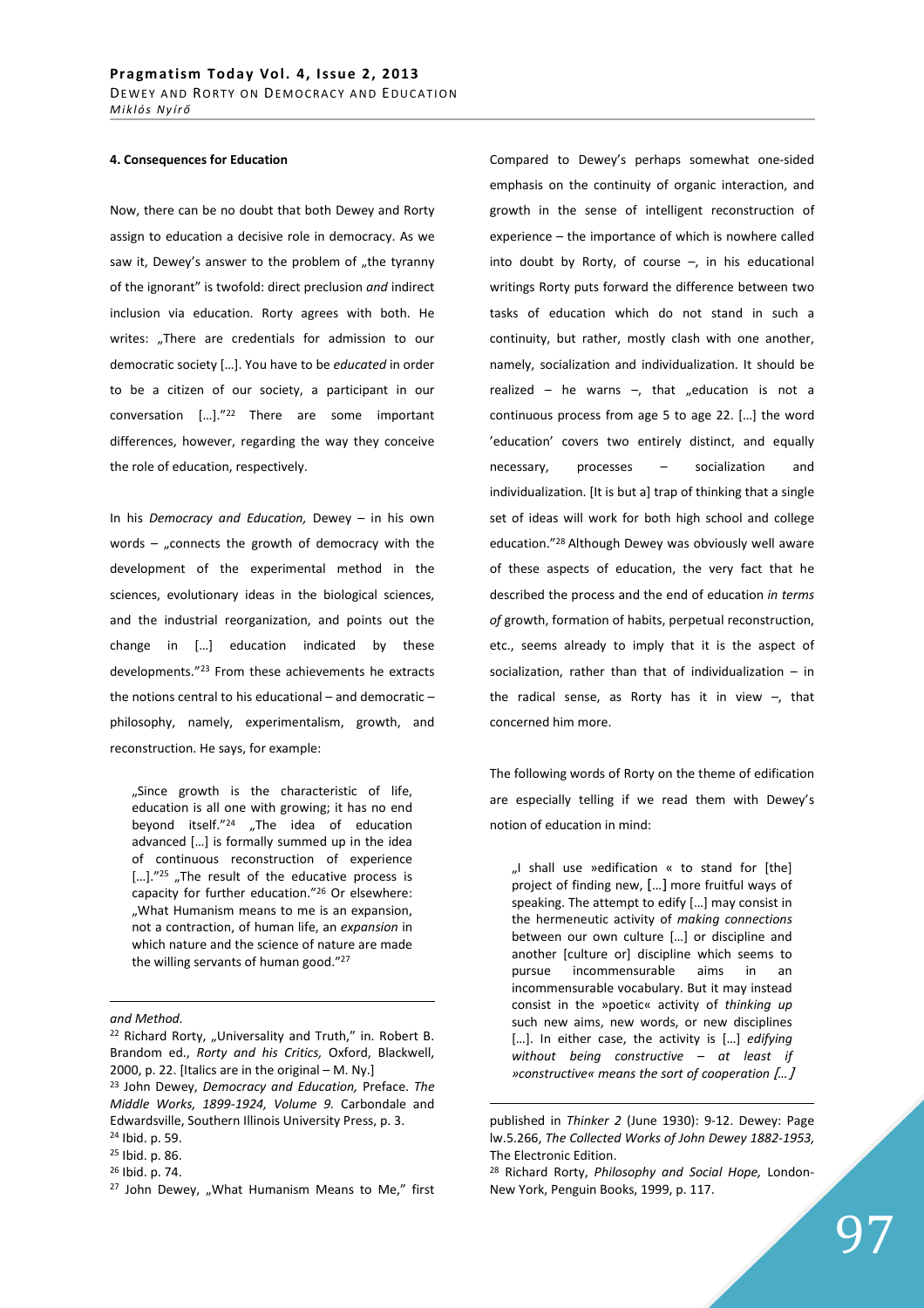#### 4. Consequences for Education

Now, there can be no doubt that both Dewey and Rorty assign to education a decisive role in democracy. As we saw it, Dewey's answer to the problem of „the tyranny of the ignorant" is twofold: direct preclusion *and* indirect inclusion via education. Rorty agrees with both. He writes: „There are credentials for admission to our democratic society […]. You have to be *educated* in order to be a citizen of our society, a participant in our conversation […]."[22] There are some important differences, however, regarding the way they conceive the role of education, respectively.

In his *Democracy and Education,* Dewey – in his own words – „connects the growth of democracy with the development of the experimental method in the sciences, evolutionary ideas in the biological sciences, and the industrial reorganization, and points out the change in […] education indicated by these developments."[23] From these achievements he extracts the notions central to his educational – and democratic – philosophy, namely, experimentalism, growth, and reconstruction. He says, for example:

> „Since growth is the characteristic of life, education is all one with growing; it has no end beyond itself."[24] „The idea of education advanced […] is formally summed up in the idea of continuous reconstruction of experience […]."[25] „The result of the educative process is capacity for further education."[26] Or elsewhere: „What Humanism means to me is an expansion, not a contraction, of human life, an *expansion* in which nature and the science of nature are made the willing servants of human good."[27]

Compared to Dewey's perhaps somewhat one-sided emphasis on the continuity of organic interaction, and growth in the sense of intelligent reconstruction of experience – the importance of which is nowhere called into doubt by Rorty, of course –, in his educational writings Rorty puts forward the difference between two tasks of education which do not stand in such a continuity, but rather, mostly clash with one another, namely, socialization and individualization. It should be realized – he warns –, that „education is not a continuous process from age 5 to age 22. […] the word 'education' covers two entirely distinct, and equally necessary, processes – socialization and individualization. [It is but a] trap of thinking that a single set of ideas will work for both high school and college education."[28] Although Dewey was obviously well aware of these aspects of education, the very fact that he described the process and the end of education *in terms of* growth, formation of habits, perpetual reconstruction, etc., seems already to imply that it is the aspect of socialization, rather than that of individualization – in the radical sense, as Rorty has it in view –, that concerned him more.

The following words of Rorty on the theme of edification are especially telling if we read them with Dewey's notion of education in mind:

> „I shall use »edification « to stand for [the] project of finding new, […] more fruitful ways of speaking. The attempt to edify […] may consist in the hermeneutic activity of *making connections* between our own culture […] or discipline and another [culture or] discipline which seems to pursue incommensurable aims in an incommensurable vocabulary. But it may instead consist in the »poetic« activity of *thinking up* such new aims, new words, or new disciplines […]. In either case, the activity is […] *edifying without being constructive – at least if »constructive« means the sort of cooperation […]*

---

*and Method.*

[22] Richard Rorty, „Universality and Truth," in. Robert B. Brandom ed., *Rorty and his Critics,* Oxford, Blackwell, 2000, p. 22. [Italics are in the original – M. Ny.]

[23] John Dewey, *Democracy and Education,* Preface. *The Middle Works, 1899-1924, Volume 9.* Carbondale and Edwardsville, Southern Illinois University Press, p. 3.

[24] Ibid. p. 59.

[25] Ibid. p. 86.

[26] Ibid. p. 74.

[27] John Dewey, „What Humanism Means to Me," first published in *Thinker 2* (June 1930): 9-12. Dewey: Page lw.5.266, *The Collected Works of John Dewey 1882-1953,* The Electronic Edition.

[28] Richard Rorty, *Philosophy and Social Hope,* London-New York, Penguin Books, 1999, p. 117.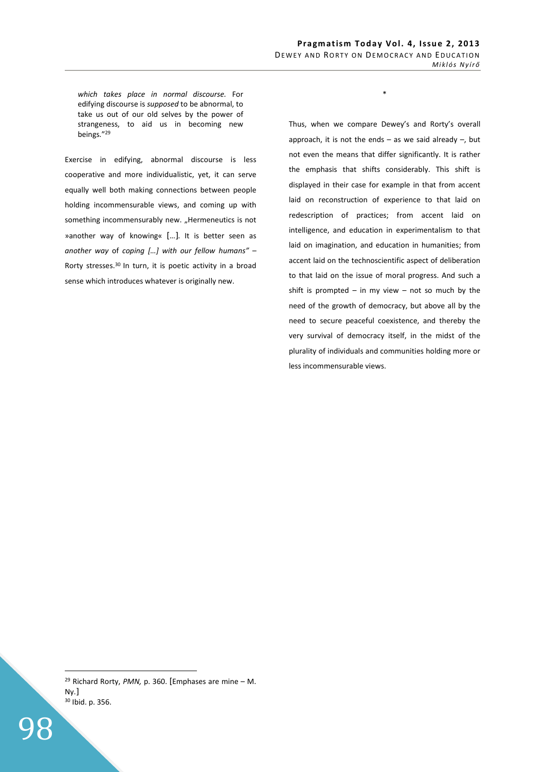> *which takes place in normal discourse.* For edifying discourse is *supposed* to be abnormal, to take us out of our old selves by the power of strangeness, to aid us in becoming new beings."[29]

Exercise in edifying, abnormal discourse is less cooperative and more individualistic, yet, it can serve equally well both making connections between people holding incommensurable views, and coming up with something incommensurably new. „Hermeneutics is not »another way of knowing« […]. It is better seen as *another way* of *coping […] with our fellow humans"* – Rorty stresses.[30] In turn, it is poetic activity in a broad sense which introduces whatever is originally new.

*

Thus, when we compare Dewey's and Rorty's overall approach, it is not the ends – as we said already –, but not even the means that differ significantly. It is rather the emphasis that shifts considerably. This shift is displayed in their case for example in that from accent laid on reconstruction of experience to that laid on redescription of practices; from accent laid on intelligence, and education in experimentalism to that laid on imagination, and education in humanities; from accent laid on the technoscientific aspect of deliberation to that laid on the issue of moral progress. And such a shift is prompted – in my view – not so much by the need of the growth of democracy, but above all by the need to secure peaceful coexistence, and thereby the very survival of democracy itself, in the midst of the plurality of individuals and communities holding more or less incommensurable views.

---

[29] Richard Rorty, *PMN,* p. 360. [Emphases are mine – M. Ny.]

[30] Ibid. p. 356.